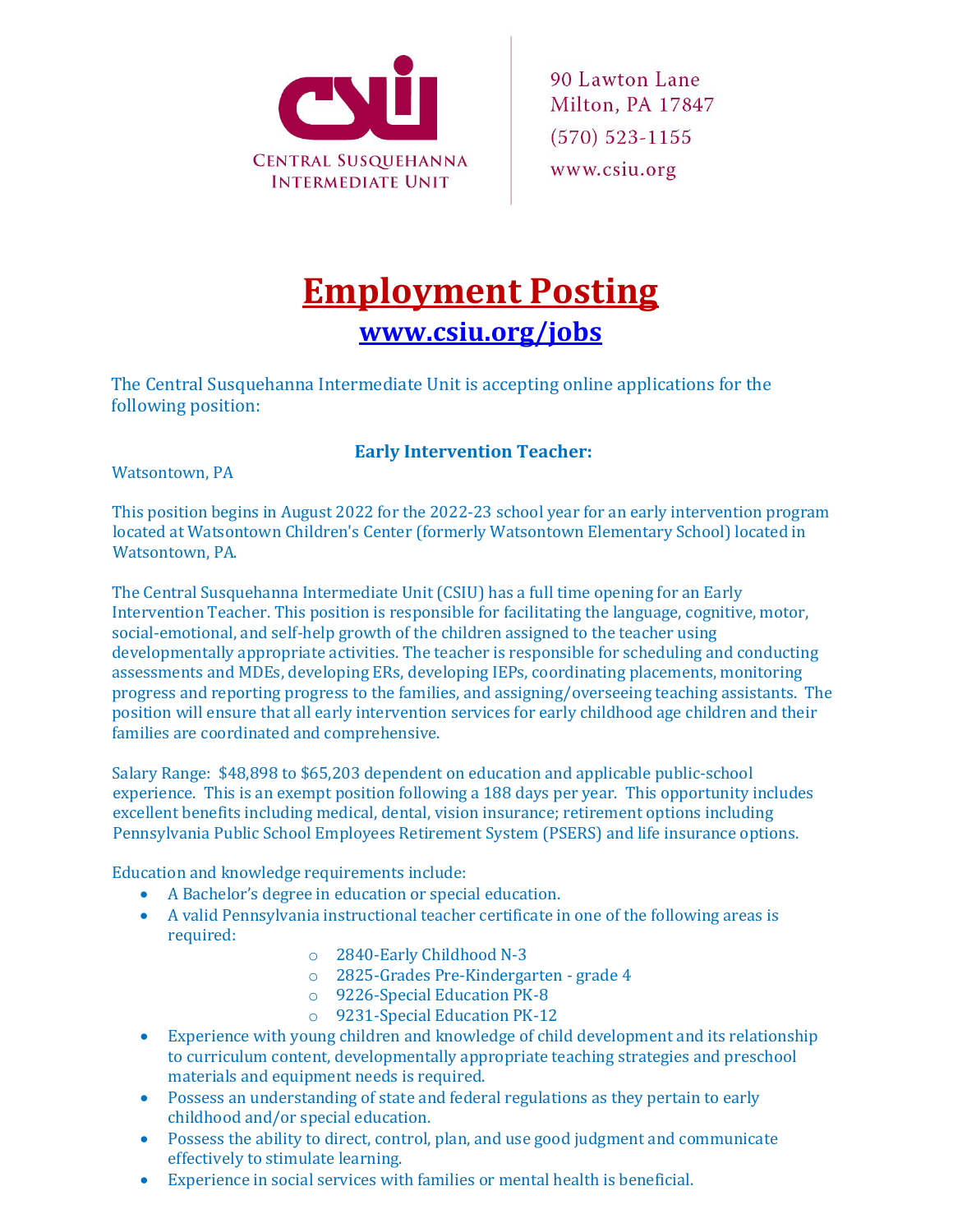Central Susquehanna Intermediate Unit

90 Lawton Lane
Milton, PA 17847
(570) 523-1155
www.csiu.org

# Employment Posting

## www.csiu.org/jobs

The Central Susquehanna Intermediate Unit is accepting online applications for the following position:

### Early Intervention Teacher:

Watsontown, PA

This position begins in August 2022 for the 2022-23 school year for an early intervention program located at Watsontown Children's Center (formerly Watsontown Elementary School) located in Watsontown, PA.

The Central Susquehanna Intermediate Unit (CSIU) has a full time opening for an Early Intervention Teacher. This position is responsible for facilitating the language, cognitive, motor, social-emotional, and self-help growth of the children assigned to the teacher using developmentally appropriate activities. The teacher is responsible for scheduling and conducting assessments and MDEs, developing ERs, developing IEPs, coordinating placements, monitoring progress and reporting progress to the families, and assigning/overseeing teaching assistants. The position will ensure that all early intervention services for early childhood age children and their families are coordinated and comprehensive.

Salary Range: $48,898 to $65,203 dependent on education and applicable public-school experience. This is an exempt position following a 188 days per year. This opportunity includes excellent benefits including medical, dental, vision insurance; retirement options including Pennsylvania Public School Employees Retirement System (PSERS) and life insurance options.

Education and knowledge requirements include:

- A Bachelor's degree in education or special education.
- A valid Pennsylvania instructional teacher certificate in one of the following areas is required:
  - 2840-Early Childhood N-3
  - 2825-Grades Pre-Kindergarten - grade 4
  - 9226-Special Education PK-8
  - 9231-Special Education PK-12
- Experience with young children and knowledge of child development and its relationship to curriculum content, developmentally appropriate teaching strategies and preschool materials and equipment needs is required.
- Possess an understanding of state and federal regulations as they pertain to early childhood and/or special education.
- Possess the ability to direct, control, plan, and use good judgment and communicate effectively to stimulate learning.
- Experience in social services with families or mental health is beneficial.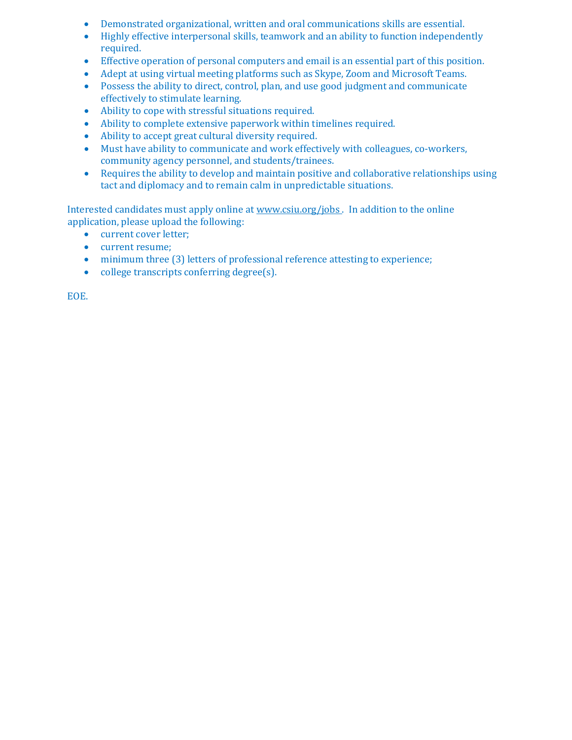- Demonstrated organizational, written and oral communications skills are essential.
- Highly effective interpersonal skills, teamwork and an ability to function independently required.
- Effective operation of personal computers and email is an essential part of this position.
- Adept at using virtual meeting platforms such as Skype, Zoom and Microsoft Teams.
- Possess the ability to direct, control, plan, and use good judgment and communicate effectively to stimulate learning.
- Ability to cope with stressful situations required.
- Ability to complete extensive paperwork within timelines required.
- Ability to accept great cultural diversity required.
- Must have ability to communicate and work effectively with colleagues, co-workers, community agency personnel, and students/trainees.
- Requires the ability to develop and maintain positive and collaborative relationships using tact and diplomacy and to remain calm in unpredictable situations.

Interested candidates must apply online at www.csiu.org/jobs . In addition to the online application, please upload the following:

- current cover letter;
- current resume;
- minimum three (3) letters of professional reference attesting to experience;
- college transcripts conferring degree(s).

EOE.